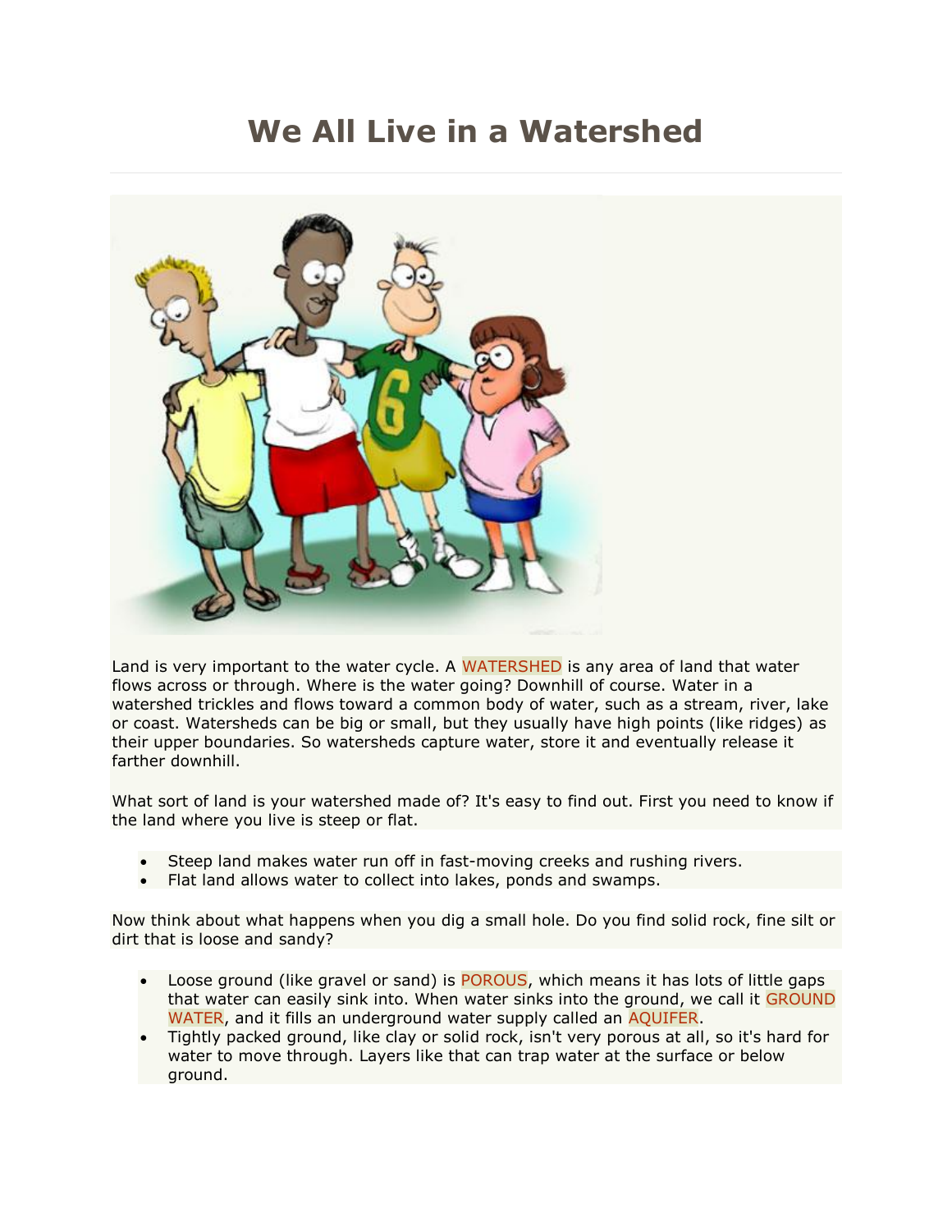# We All Live in a Watershed

Land is very important to the water cycle. A WATERSHED is any area of land that water flows across or through. Where is the water going? Downhill of course. Water in a watershed trickles and flows toward a common body of water, such as a stream, river, lake or coast. Watersheds can be big or small, but they usually have high points (like ridges) as their upper boundaries. So watersheds capture water, store it and eventually release it farther downhill.

What sort of land is your watershed made of? It's easy to find out. First you need to know if the land where you live is steep or flat.

- Steep land makes water run off in fast-moving creeks and rushing rivers.
- Flat land allows water to collect into lakes, ponds and swamps.

Now think about what happens when you dig a small hole. Do you find solid rock, fine silt or dirt that is loose and sandy?

- Loose ground (like gravel or sand) is POROUS, which means it has lots of little gaps that water can easily sink into. When water sinks into the ground, we call it GROUND WATER, and it fills an underground water supply called an AQUIFER.
- Tightly packed ground, like clay or solid rock, isn't very porous at all, so it's hard for water to move through. Layers like that can trap water at the surface or below ground.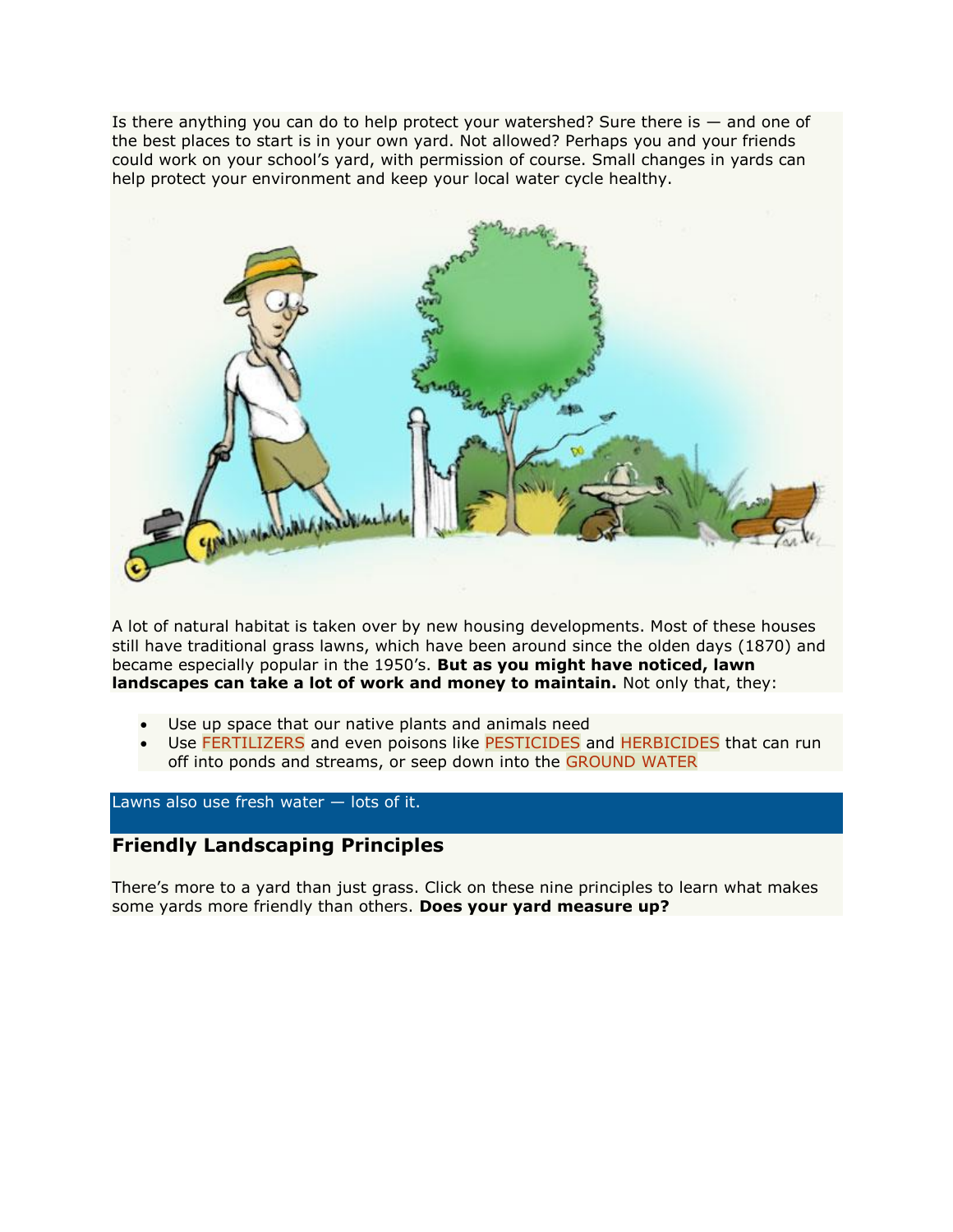Is there anything you can do to help protect your watershed? Sure there is — and one of the best places to start is in your own yard. Not allowed? Perhaps you and your friends could work on your school's yard, with permission of course. Small changes in yards can help protect your environment and keep your local water cycle healthy.

A lot of natural habitat is taken over by new housing developments. Most of these houses still have traditional grass lawns, which have been around since the olden days (1870) and became especially popular in the 1950's. **But as you might have noticed, lawn landscapes can take a lot of work and money to maintain.** Not only that, they:

- Use up space that our native plants and animals need
- Use FERTILIZERS and even poisons like PESTICIDES and HERBICIDES that can run off into ponds and streams, or seep down into the GROUND WATER

Lawns also use fresh water — lots of it.

## Friendly Landscaping Principles

There's more to a yard than just grass. Click on these nine principles to learn what makes some yards more friendly than others. **Does your yard measure up?**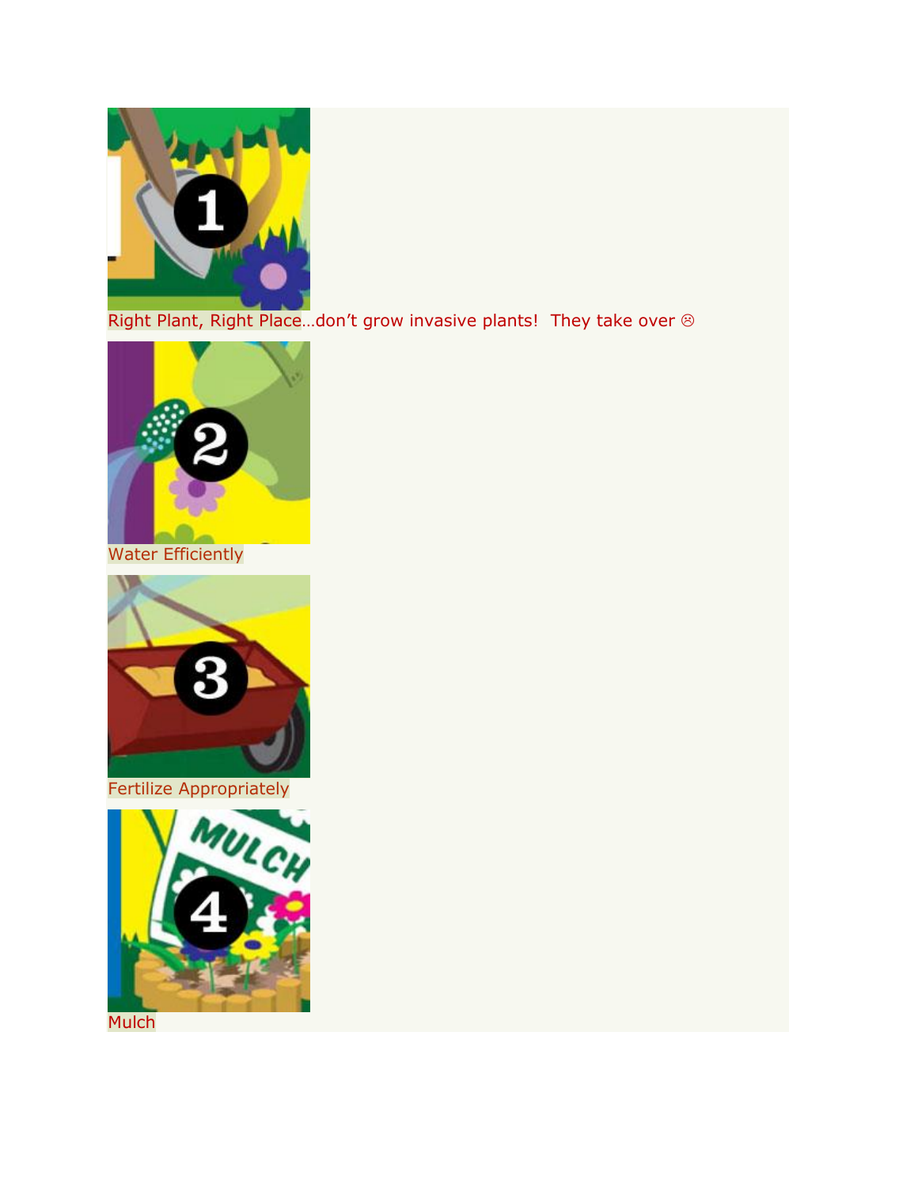Right Plant, Right Place…don’t grow invasive plants!  They take over ☹

Water Efficiently

Fertilize Appropriately

Mulch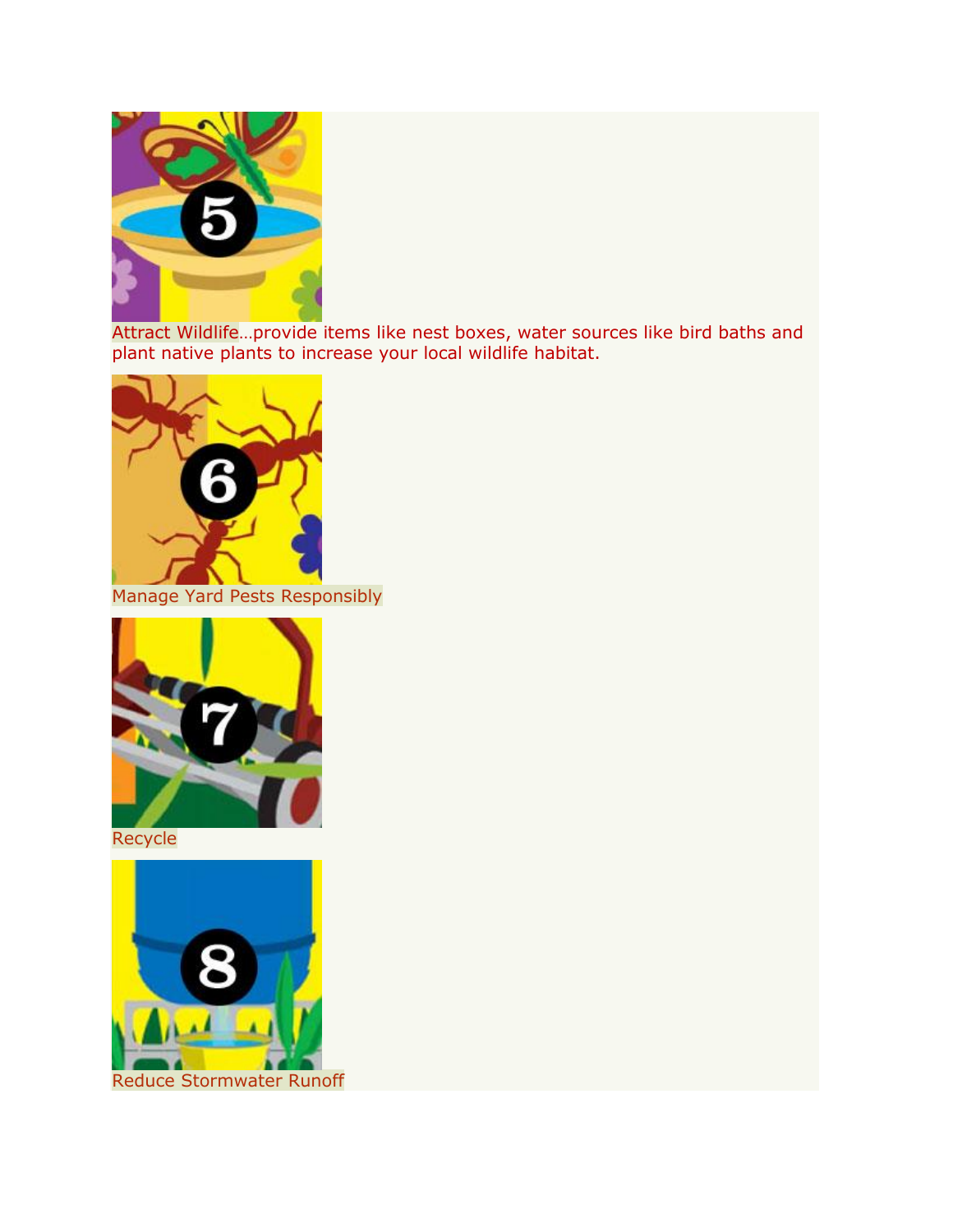Attract Wildlife…provide items like nest boxes, water sources like bird baths and plant native plants to increase your local wildlife habitat.

Manage Yard Pests Responsibly

Recycle

Reduce Stormwater Runoff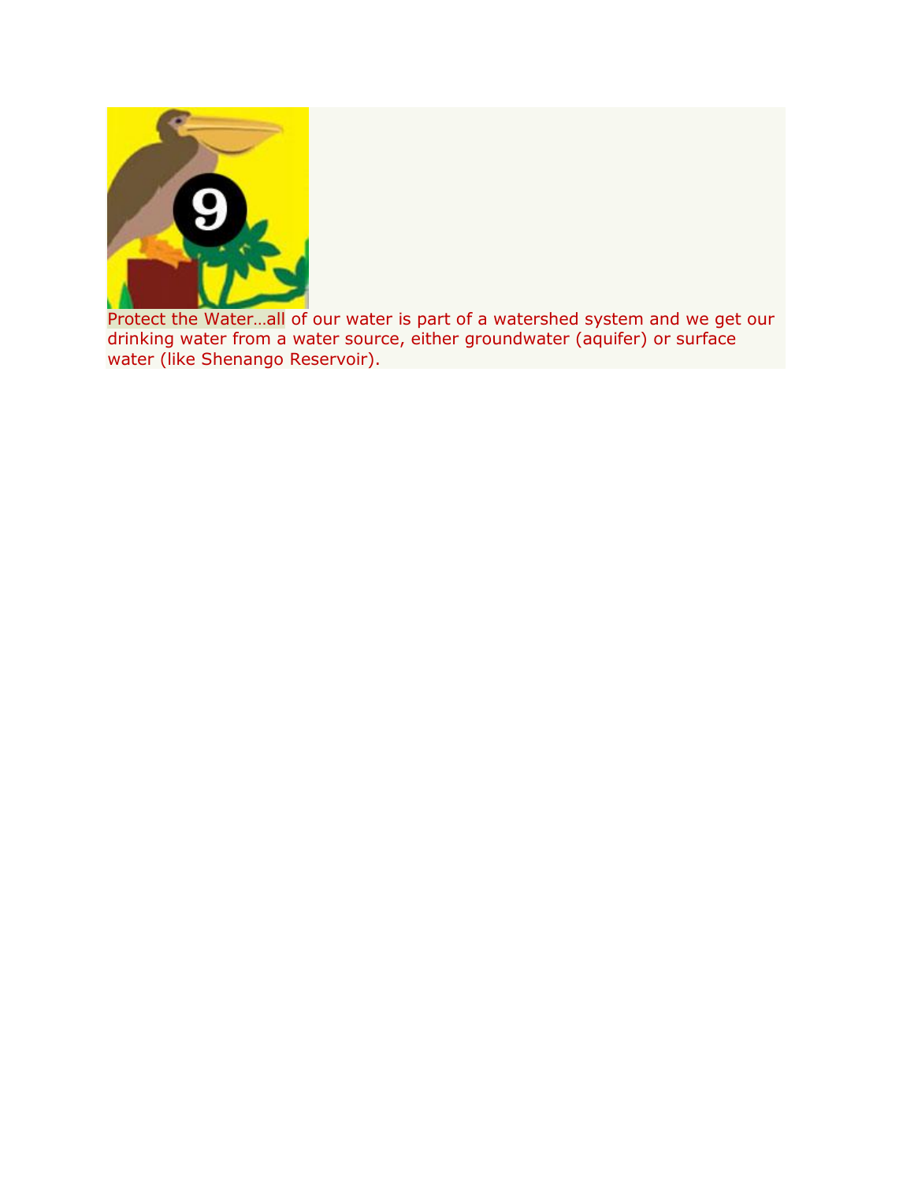Protect the Water…all of our water is part of a watershed system and we get our drinking water from a water source, either groundwater (aquifer) or surface water (like Shenango Reservoir).